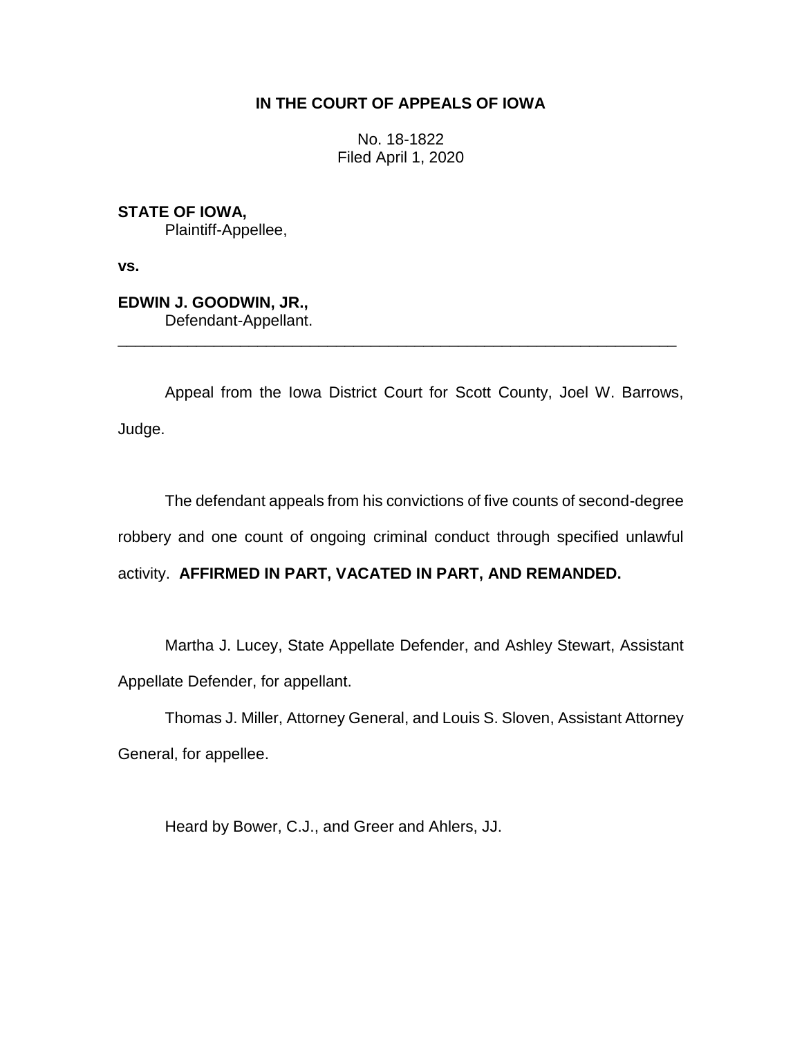**IN THE COURT OF APPEALS OF IOWA**

No. 18-1822
Filed April 1, 2020

**STATE OF IOWA,**
Plaintiff-Appellee,

**vs.**

**EDWIN J. GOODWIN, JR.,**
Defendant-Appellant.

---

Appeal from the Iowa District Court for Scott County, Joel W. Barrows, Judge.

The defendant appeals from his convictions of five counts of second-degree robbery and one count of ongoing criminal conduct through specified unlawful activity. **AFFIRMED IN PART, VACATED IN PART, AND REMANDED.**

Martha J. Lucey, State Appellate Defender, and Ashley Stewart, Assistant Appellate Defender, for appellant.

Thomas J. Miller, Attorney General, and Louis S. Sloven, Assistant Attorney General, for appellee.

Heard by Bower, C.J., and Greer and Ahlers, JJ.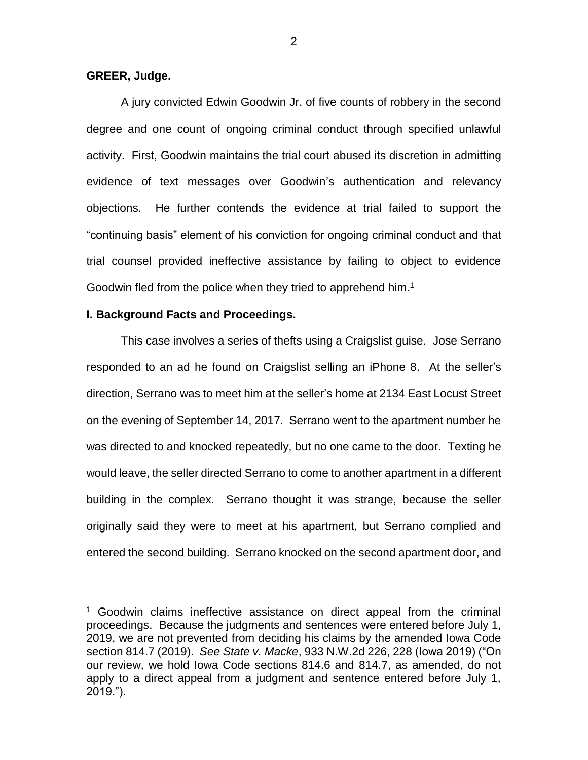**GREER, Judge.**

A jury convicted Edwin Goodwin Jr. of five counts of robbery in the second degree and one count of ongoing criminal conduct through specified unlawful activity. First, Goodwin maintains the trial court abused its discretion in admitting evidence of text messages over Goodwin's authentication and relevancy objections. He further contends the evidence at trial failed to support the "continuing basis" element of his conviction for ongoing criminal conduct and that trial counsel provided ineffective assistance by failing to object to evidence Goodwin fled from the police when they tried to apprehend him.[1]

**I. Background Facts and Proceedings.**

This case involves a series of thefts using a Craigslist guise. Jose Serrano responded to an ad he found on Craigslist selling an iPhone 8. At the seller's direction, Serrano was to meet him at the seller's home at 2134 East Locust Street on the evening of September 14, 2017. Serrano went to the apartment number he was directed to and knocked repeatedly, but no one came to the door. Texting he would leave, the seller directed Serrano to come to another apartment in a different building in the complex. Serrano thought it was strange, because the seller originally said they were to meet at his apartment, but Serrano complied and entered the second building. Serrano knocked on the second apartment door, and

[1] Goodwin claims ineffective assistance on direct appeal from the criminal proceedings. Because the judgments and sentences were entered before July 1, 2019, we are not prevented from deciding his claims by the amended Iowa Code section 814.7 (2019). *See State v. Macke*, 933 N.W.2d 226, 228 (Iowa 2019) ("On our review, we hold Iowa Code sections 814.6 and 814.7, as amended, do not apply to a direct appeal from a judgment and sentence entered before July 1, 2019.").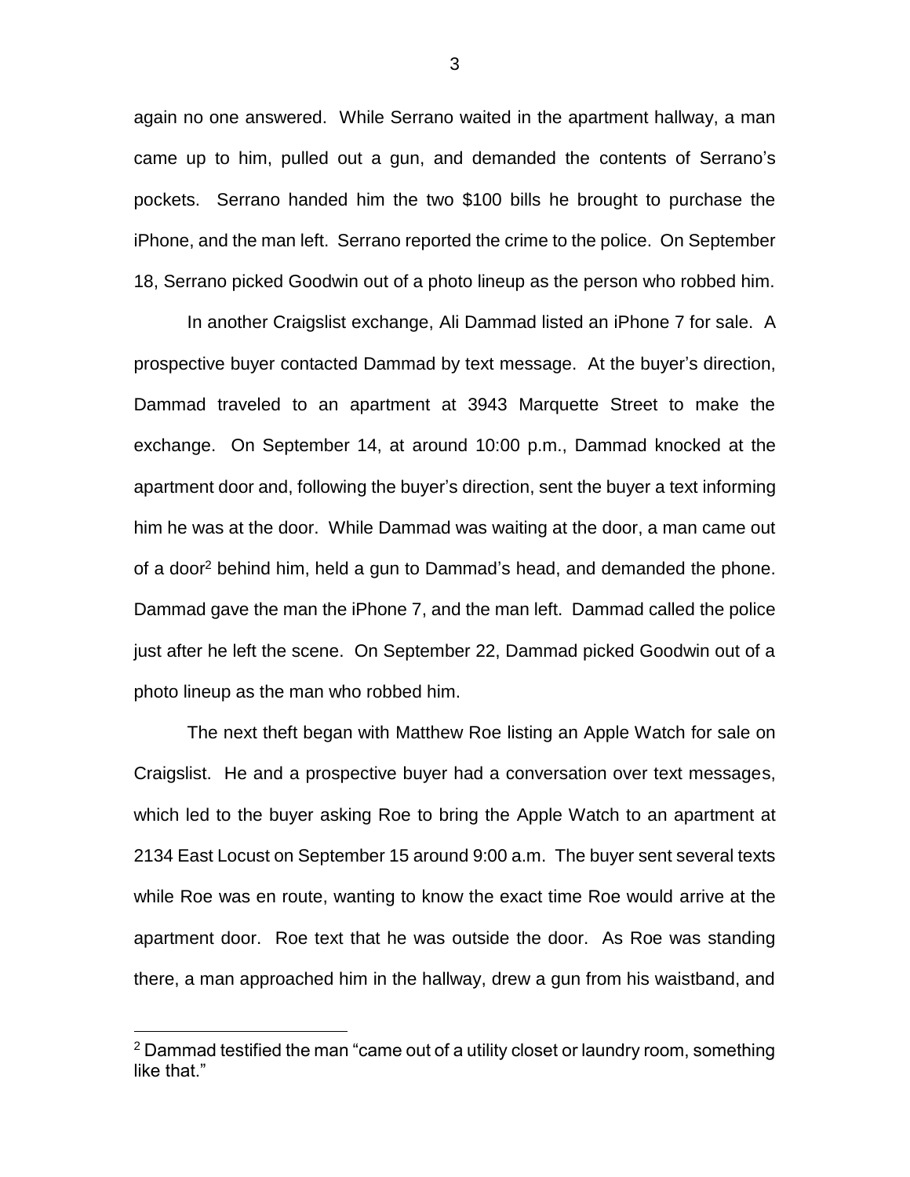again no one answered. While Serrano waited in the apartment hallway, a man came up to him, pulled out a gun, and demanded the contents of Serrano's pockets. Serrano handed him the two $100 bills he brought to purchase the iPhone, and the man left. Serrano reported the crime to the police. On September 18, Serrano picked Goodwin out of a photo lineup as the person who robbed him.

In another Craigslist exchange, Ali Dammad listed an iPhone 7 for sale. A prospective buyer contacted Dammad by text message. At the buyer's direction, Dammad traveled to an apartment at 3943 Marquette Street to make the exchange. On September 14, at around 10:00 p.m., Dammad knocked at the apartment door and, following the buyer's direction, sent the buyer a text informing him he was at the door. While Dammad was waiting at the door, a man came out of a door[2] behind him, held a gun to Dammad's head, and demanded the phone. Dammad gave the man the iPhone 7, and the man left. Dammad called the police just after he left the scene. On September 22, Dammad picked Goodwin out of a photo lineup as the man who robbed him.

The next theft began with Matthew Roe listing an Apple Watch for sale on Craigslist. He and a prospective buyer had a conversation over text messages, which led to the buyer asking Roe to bring the Apple Watch to an apartment at 2134 East Locust on September 15 around 9:00 a.m. The buyer sent several texts while Roe was en route, wanting to know the exact time Roe would arrive at the apartment door. Roe text that he was outside the door. As Roe was standing there, a man approached him in the hallway, drew a gun from his waistband, and

[2] Dammad testified the man "came out of a utility closet or laundry room, something like that."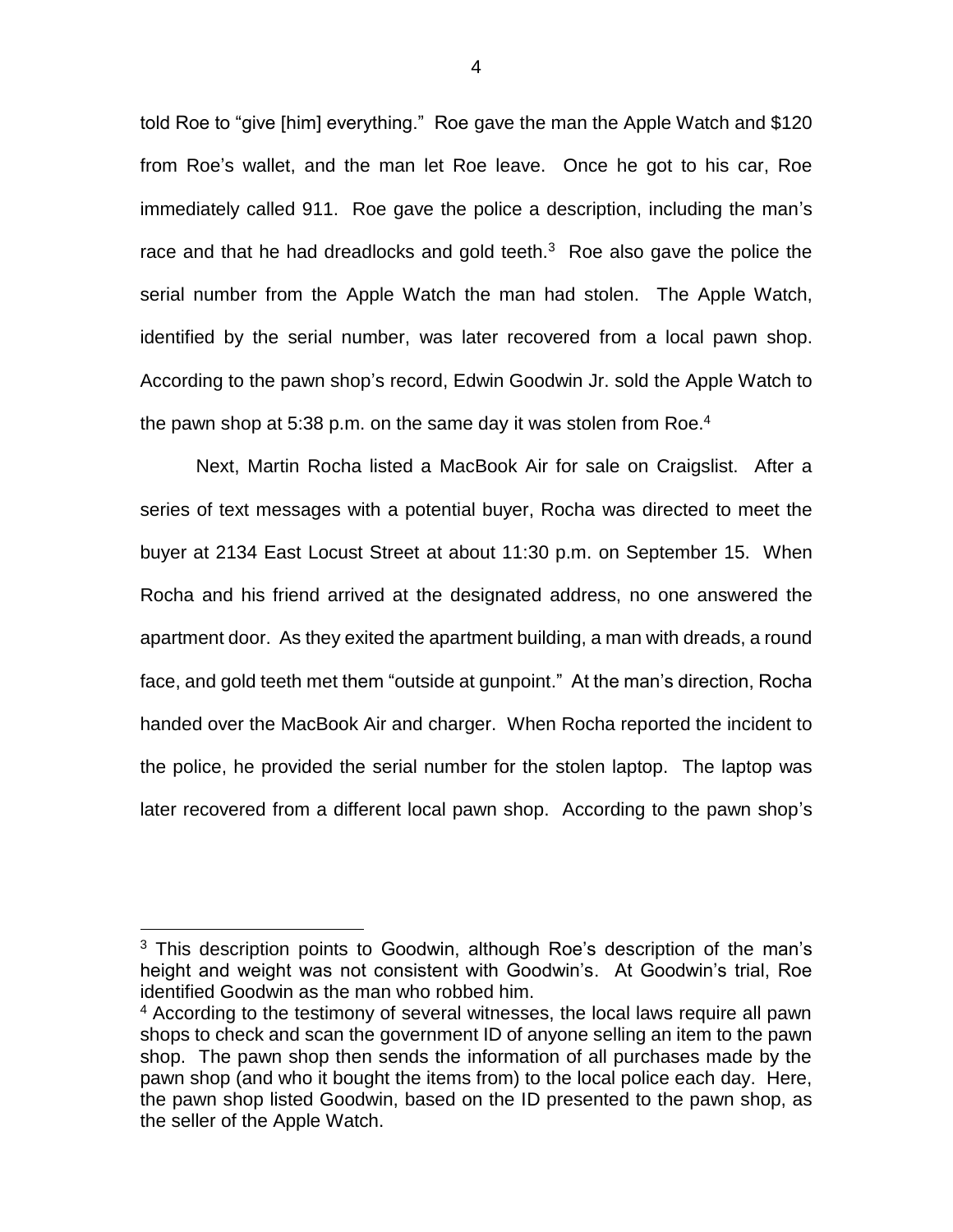told Roe to "give [him] everything." Roe gave the man the Apple Watch and $120 from Roe's wallet, and the man let Roe leave. Once he got to his car, Roe immediately called 911. Roe gave the police a description, including the man's race and that he had dreadlocks and gold teeth.[3] Roe also gave the police the serial number from the Apple Watch the man had stolen. The Apple Watch, identified by the serial number, was later recovered from a local pawn shop. According to the pawn shop's record, Edwin Goodwin Jr. sold the Apple Watch to the pawn shop at 5:38 p.m. on the same day it was stolen from Roe.[4]

Next, Martin Rocha listed a MacBook Air for sale on Craigslist. After a series of text messages with a potential buyer, Rocha was directed to meet the buyer at 2134 East Locust Street at about 11:30 p.m. on September 15. When Rocha and his friend arrived at the designated address, no one answered the apartment door. As they exited the apartment building, a man with dreads, a round face, and gold teeth met them "outside at gunpoint." At the man's direction, Rocha handed over the MacBook Air and charger. When Rocha reported the incident to the police, he provided the serial number for the stolen laptop. The laptop was later recovered from a different local pawn shop. According to the pawn shop's

---

[3] This description points to Goodwin, although Roe's description of the man's height and weight was not consistent with Goodwin's. At Goodwin's trial, Roe identified Goodwin as the man who robbed him.

[4] According to the testimony of several witnesses, the local laws require all pawn shops to check and scan the government ID of anyone selling an item to the pawn shop. The pawn shop then sends the information of all purchases made by the pawn shop (and who it bought the items from) to the local police each day. Here, the pawn shop listed Goodwin, based on the ID presented to the pawn shop, as the seller of the Apple Watch.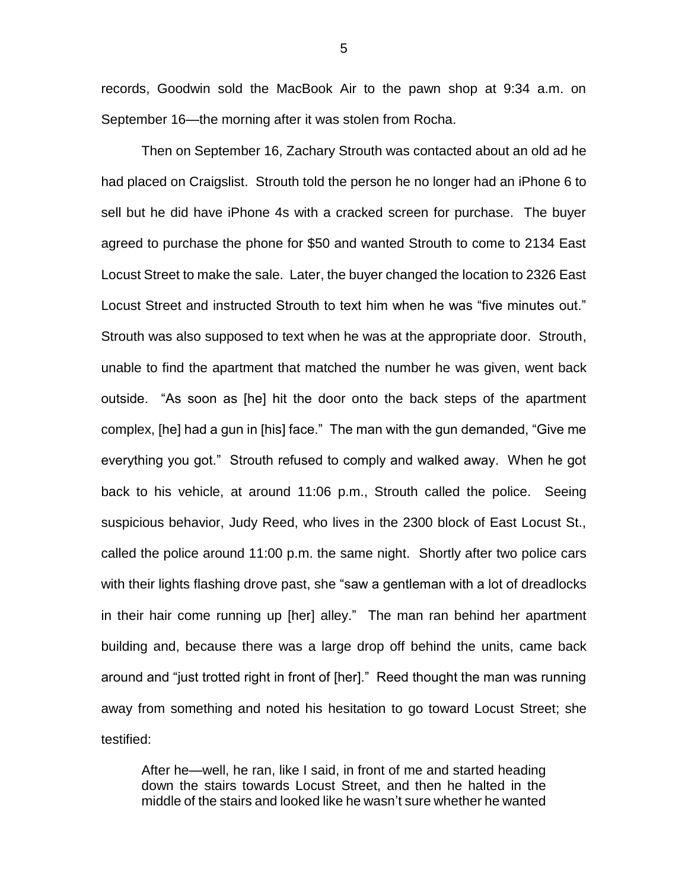records, Goodwin sold the MacBook Air to the pawn shop at 9:34 a.m. on September 16—the morning after it was stolen from Rocha.

Then on September 16, Zachary Strouth was contacted about an old ad he had placed on Craigslist. Strouth told the person he no longer had an iPhone 6 to sell but he did have iPhone 4s with a cracked screen for purchase. The buyer agreed to purchase the phone for $50 and wanted Strouth to come to 2134 East Locust Street to make the sale. Later, the buyer changed the location to 2326 East Locust Street and instructed Strouth to text him when he was "five minutes out." Strouth was also supposed to text when he was at the appropriate door. Strouth, unable to find the apartment that matched the number he was given, went back outside. "As soon as [he] hit the door onto the back steps of the apartment complex, [he] had a gun in [his] face." The man with the gun demanded, "Give me everything you got." Strouth refused to comply and walked away. When he got back to his vehicle, at around 11:06 p.m., Strouth called the police. Seeing suspicious behavior, Judy Reed, who lives in the 2300 block of East Locust St., called the police around 11:00 p.m. the same night. Shortly after two police cars with their lights flashing drove past, she "saw a gentleman with a lot of dreadlocks in their hair come running up [her] alley." The man ran behind her apartment building and, because there was a large drop off behind the units, came back around and "just trotted right in front of [her]." Reed thought the man was running away from something and noted his hesitation to go toward Locust Street; she testified:

> After he—well, he ran, like I said, in front of me and started heading down the stairs towards Locust Street, and then he halted in the middle of the stairs and looked like he wasn't sure whether he wanted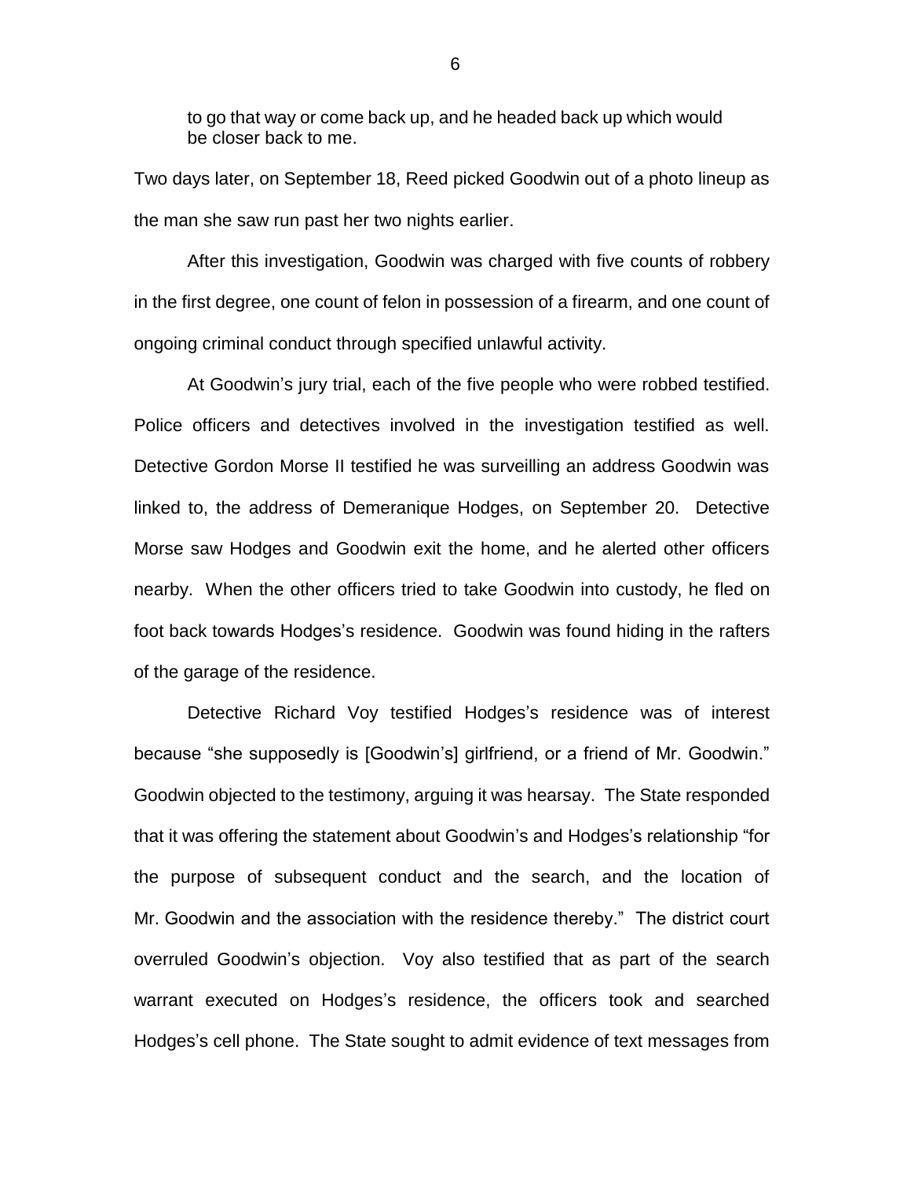> to go that way or come back up, and he headed back up which would be closer back to me.

Two days later, on September 18, Reed picked Goodwin out of a photo lineup as the man she saw run past her two nights earlier.

After this investigation, Goodwin was charged with five counts of robbery in the first degree, one count of felon in possession of a firearm, and one count of ongoing criminal conduct through specified unlawful activity.

At Goodwin's jury trial, each of the five people who were robbed testified. Police officers and detectives involved in the investigation testified as well. Detective Gordon Morse II testified he was surveilling an address Goodwin was linked to, the address of Demeranique Hodges, on September 20. Detective Morse saw Hodges and Goodwin exit the home, and he alerted other officers nearby. When the other officers tried to take Goodwin into custody, he fled on foot back towards Hodges's residence. Goodwin was found hiding in the rafters of the garage of the residence.

Detective Richard Voy testified Hodges's residence was of interest because "she supposedly is [Goodwin's] girlfriend, or a friend of Mr. Goodwin." Goodwin objected to the testimony, arguing it was hearsay. The State responded that it was offering the statement about Goodwin's and Hodges's relationship "for the purpose of subsequent conduct and the search, and the location of Mr. Goodwin and the association with the residence thereby." The district court overruled Goodwin's objection. Voy also testified that as part of the search warrant executed on Hodges's residence, the officers took and searched Hodges's cell phone. The State sought to admit evidence of text messages from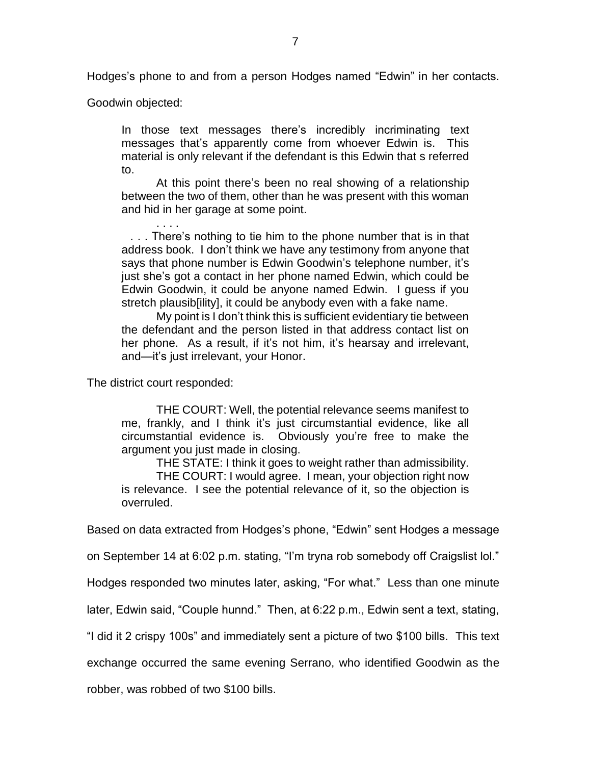Hodges's phone to and from a person Hodges named "Edwin" in her contacts.

Goodwin objected:

> In those text messages there's incredibly incriminating text messages that's apparently come from whoever Edwin is. This material is only relevant if the defendant is this Edwin that s referred to.
>
> At this point there's been no real showing of a relationship between the two of them, other than he was present with this woman and hid in her garage at some point.
>
> . . . .
>
> . . . There's nothing to tie him to the phone number that is in that address book. I don't think we have any testimony from anyone that says that phone number is Edwin Goodwin's telephone number, it's just she's got a contact in her phone named Edwin, which could be Edwin Goodwin, it could be anyone named Edwin. I guess if you stretch plausib[ility], it could be anybody even with a fake name.
>
> My point is I don't think this is sufficient evidentiary tie between the defendant and the person listed in that address contact list on her phone. As a result, if it's not him, it's hearsay and irrelevant, and—it's just irrelevant, your Honor.

The district court responded:

> THE COURT: Well, the potential relevance seems manifest to me, frankly, and I think it's just circumstantial evidence, like all circumstantial evidence is. Obviously you're free to make the argument you just made in closing.
>
> THE STATE: I think it goes to weight rather than admissibility.
>
> THE COURT: I would agree. I mean, your objection right now is relevance. I see the potential relevance of it, so the objection is overruled.

Based on data extracted from Hodges's phone, "Edwin" sent Hodges a message on September 14 at 6:02 p.m. stating, "I'm tryna rob somebody off Craigslist lol." Hodges responded two minutes later, asking, "For what." Less than one minute later, Edwin said, "Couple hunnd." Then, at 6:22 p.m., Edwin sent a text, stating, "I did it 2 crispy 100s" and immediately sent a picture of two $100 bills. This text exchange occurred the same evening Serrano, who identified Goodwin as the robber, was robbed of two $100 bills.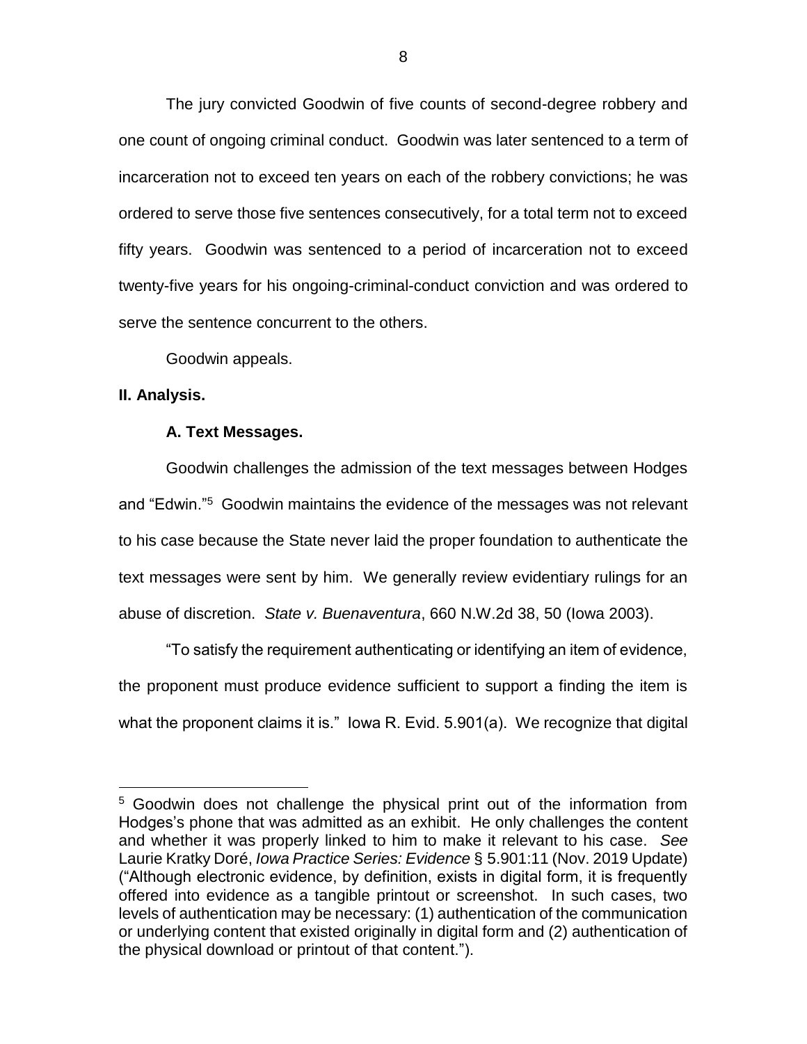The jury convicted Goodwin of five counts of second-degree robbery and one count of ongoing criminal conduct. Goodwin was later sentenced to a term of incarceration not to exceed ten years on each of the robbery convictions; he was ordered to serve those five sentences consecutively, for a total term not to exceed fifty years. Goodwin was sentenced to a period of incarceration not to exceed twenty-five years for his ongoing-criminal-conduct conviction and was ordered to serve the sentence concurrent to the others.

Goodwin appeals.

## II. Analysis.

### A. Text Messages.

Goodwin challenges the admission of the text messages between Hodges and "Edwin."[5] Goodwin maintains the evidence of the messages was not relevant to his case because the State never laid the proper foundation to authenticate the text messages were sent by him. We generally review evidentiary rulings for an abuse of discretion. *State v. Buenaventura*, 660 N.W.2d 38, 50 (Iowa 2003).

"To satisfy the requirement authenticating or identifying an item of evidence, the proponent must produce evidence sufficient to support a finding the item is what the proponent claims it is." Iowa R. Evid. 5.901(a). We recognize that digital

---

[5] Goodwin does not challenge the physical print out of the information from Hodges's phone that was admitted as an exhibit. He only challenges the content and whether it was properly linked to him to make it relevant to his case. *See* Laurie Kratky Doré, *Iowa Practice Series: Evidence* § 5.901:11 (Nov. 2019 Update) ("Although electronic evidence, by definition, exists in digital form, it is frequently offered into evidence as a tangible printout or screenshot. In such cases, two levels of authentication may be necessary: (1) authentication of the communication or underlying content that existed originally in digital form and (2) authentication of the physical download or printout of that content.").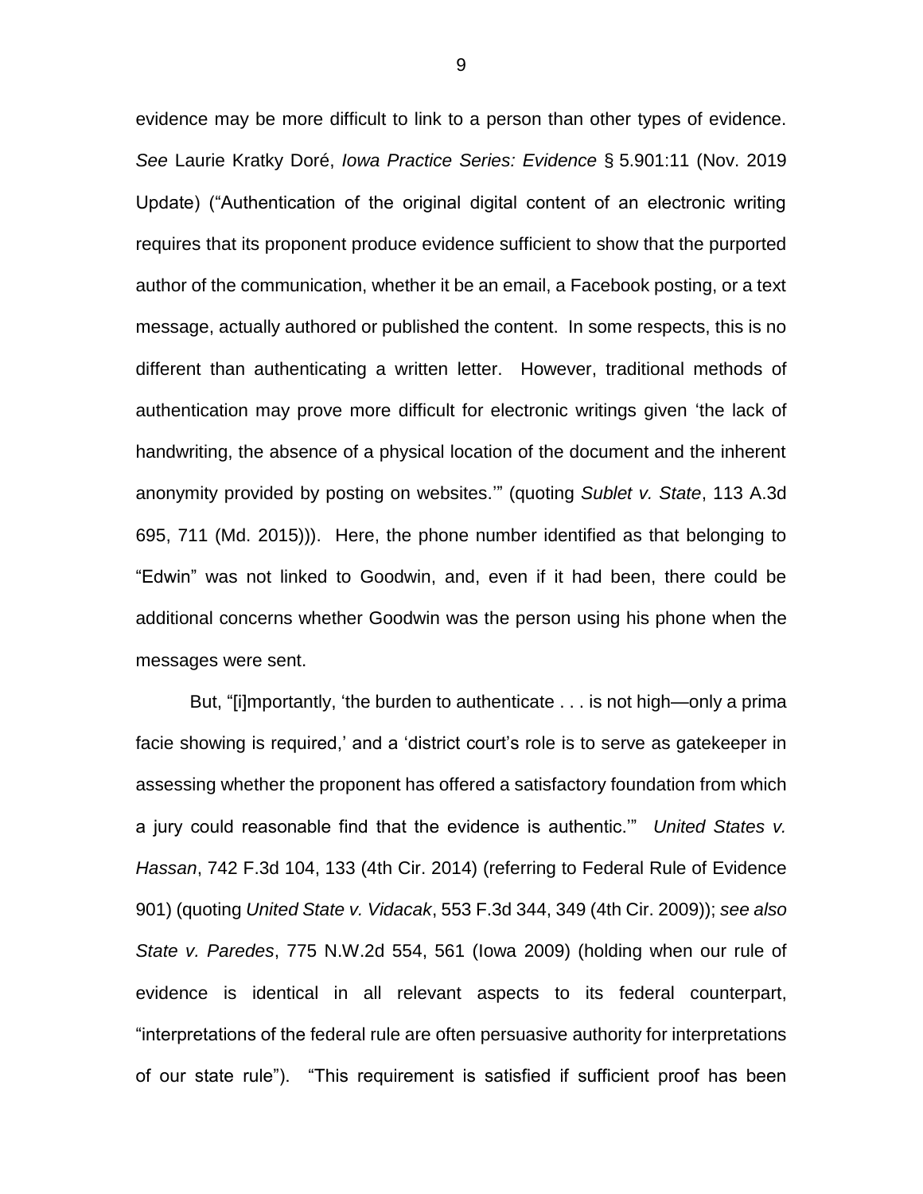evidence may be more difficult to link to a person than other types of evidence. *See* Laurie Kratky Doré, *Iowa Practice Series: Evidence* § 5.901:11 (Nov. 2019 Update) ("Authentication of the original digital content of an electronic writing requires that its proponent produce evidence sufficient to show that the purported author of the communication, whether it be an email, a Facebook posting, or a text message, actually authored or published the content. In some respects, this is no different than authenticating a written letter. However, traditional methods of authentication may prove more difficult for electronic writings given 'the lack of handwriting, the absence of a physical location of the document and the inherent anonymity provided by posting on websites.'" (quoting *Sublet v. State*, 113 A.3d 695, 711 (Md. 2015))). Here, the phone number identified as that belonging to "Edwin" was not linked to Goodwin, and, even if it had been, there could be additional concerns whether Goodwin was the person using his phone when the messages were sent.

But, "[i]mportantly, 'the burden to authenticate . . . is not high—only a prima facie showing is required,' and a 'district court's role is to serve as gatekeeper in assessing whether the proponent has offered a satisfactory foundation from which a jury could reasonable find that the evidence is authentic.'" *United States v. Hassan*, 742 F.3d 104, 133 (4th Cir. 2014) (referring to Federal Rule of Evidence 901) (quoting *United State v. Vidacak*, 553 F.3d 344, 349 (4th Cir. 2009)); *see also State v. Paredes*, 775 N.W.2d 554, 561 (Iowa 2009) (holding when our rule of evidence is identical in all relevant aspects to its federal counterpart, "interpretations of the federal rule are often persuasive authority for interpretations of our state rule"). "This requirement is satisfied if sufficient proof has been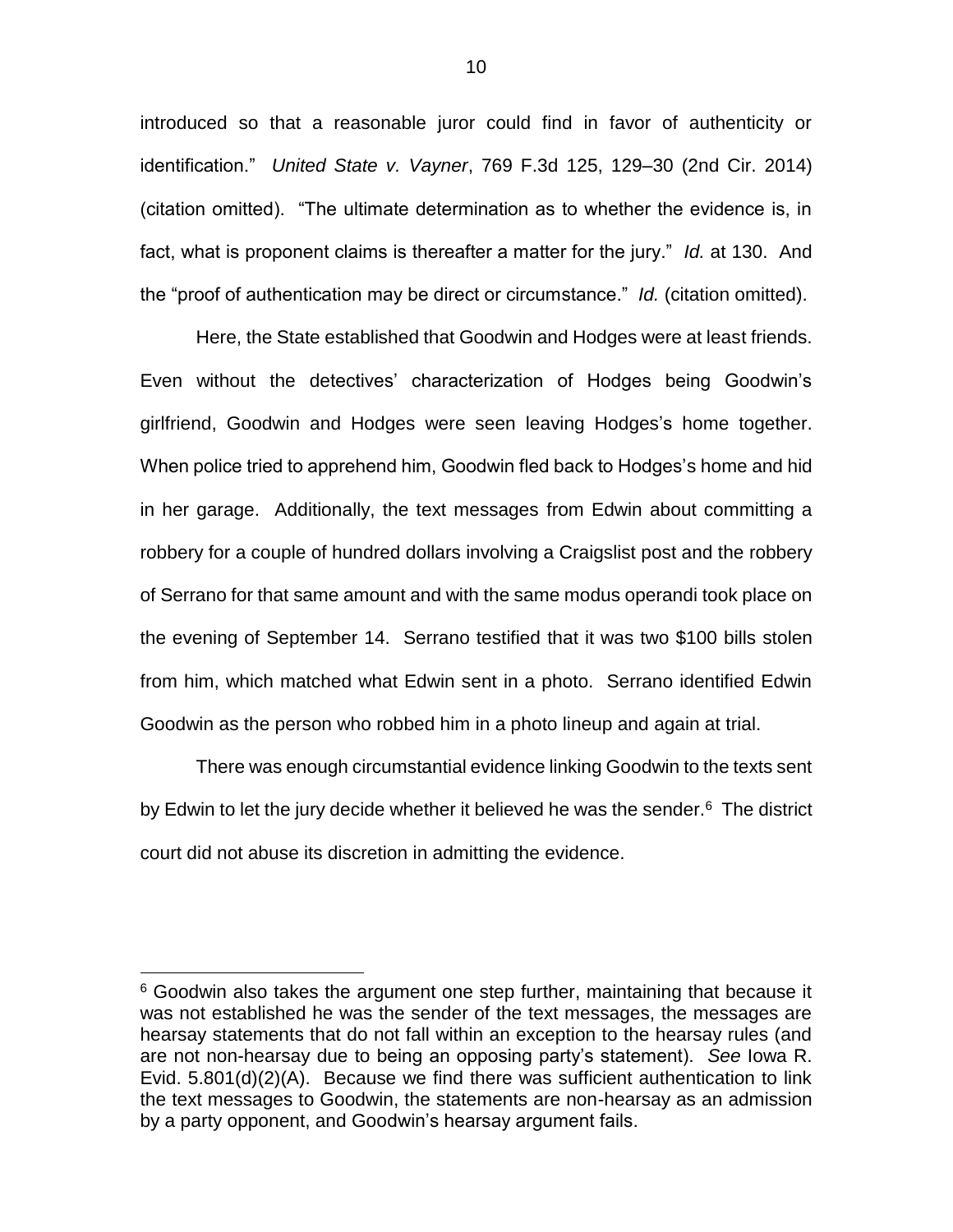introduced so that a reasonable juror could find in favor of authenticity or identification." *United State v. Vayner*, 769 F.3d 125, 129–30 (2nd Cir. 2014) (citation omitted). "The ultimate determination as to whether the evidence is, in fact, what is proponent claims is thereafter a matter for the jury." *Id.* at 130. And the "proof of authentication may be direct or circumstance." *Id.* (citation omitted).

Here, the State established that Goodwin and Hodges were at least friends. Even without the detectives' characterization of Hodges being Goodwin's girlfriend, Goodwin and Hodges were seen leaving Hodges's home together. When police tried to apprehend him, Goodwin fled back to Hodges's home and hid in her garage. Additionally, the text messages from Edwin about committing a robbery for a couple of hundred dollars involving a Craigslist post and the robbery of Serrano for that same amount and with the same modus operandi took place on the evening of September 14. Serrano testified that it was two $100 bills stolen from him, which matched what Edwin sent in a photo. Serrano identified Edwin Goodwin as the person who robbed him in a photo lineup and again at trial.

There was enough circumstantial evidence linking Goodwin to the texts sent by Edwin to let the jury decide whether it believed he was the sender.[6] The district court did not abuse its discretion in admitting the evidence.

---

[6] Goodwin also takes the argument one step further, maintaining that because it was not established he was the sender of the text messages, the messages are hearsay statements that do not fall within an exception to the hearsay rules (and are not non-hearsay due to being an opposing party's statement). *See* Iowa R. Evid. 5.801(d)(2)(A). Because we find there was sufficient authentication to link the text messages to Goodwin, the statements are non-hearsay as an admission by a party opponent, and Goodwin's hearsay argument fails.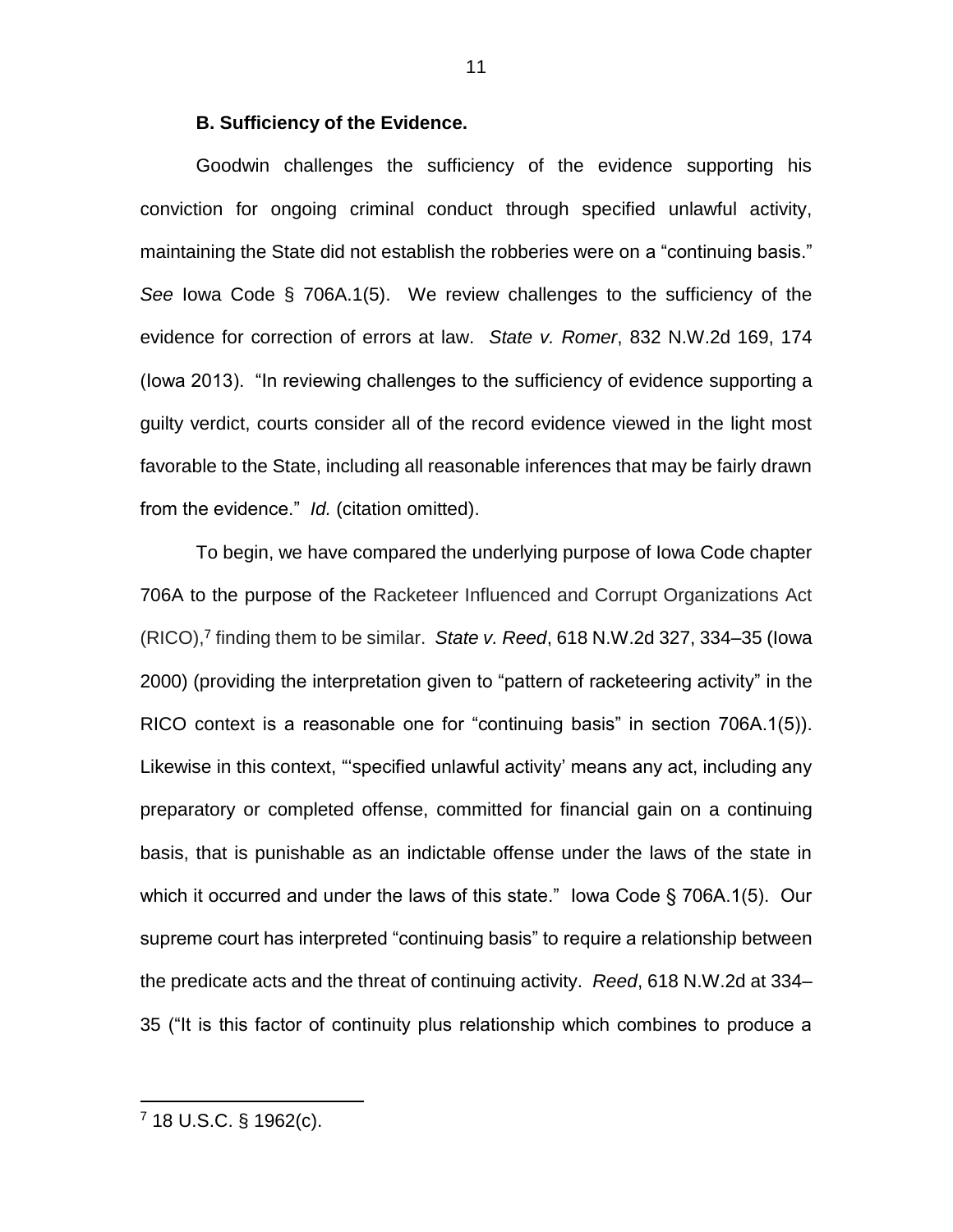**B. Sufficiency of the Evidence.**

Goodwin challenges the sufficiency of the evidence supporting his conviction for ongoing criminal conduct through specified unlawful activity, maintaining the State did not establish the robberies were on a "continuing basis." *See* Iowa Code § 706A.1(5). We review challenges to the sufficiency of the evidence for correction of errors at law. *State v. Romer*, 832 N.W.2d 169, 174 (Iowa 2013). "In reviewing challenges to the sufficiency of evidence supporting a guilty verdict, courts consider all of the record evidence viewed in the light most favorable to the State, including all reasonable inferences that may be fairly drawn from the evidence." *Id.* (citation omitted).

To begin, we have compared the underlying purpose of Iowa Code chapter 706A to the purpose of the Racketeer Influenced and Corrupt Organizations Act (RICO),[7] finding them to be similar. *State v. Reed*, 618 N.W.2d 327, 334–35 (Iowa 2000) (providing the interpretation given to "pattern of racketeering activity" in the RICO context is a reasonable one for "continuing basis" in section 706A.1(5)). Likewise in this context, "'specified unlawful activity' means any act, including any preparatory or completed offense, committed for financial gain on a continuing basis, that is punishable as an indictable offense under the laws of the state in which it occurred and under the laws of this state." Iowa Code § 706A.1(5). Our supreme court has interpreted "continuing basis" to require a relationship between the predicate acts and the threat of continuing activity. *Reed*, 618 N.W.2d at 334–35 ("It is this factor of continuity plus relationship which combines to produce a

---

[7] 18 U.S.C. § 1962(c).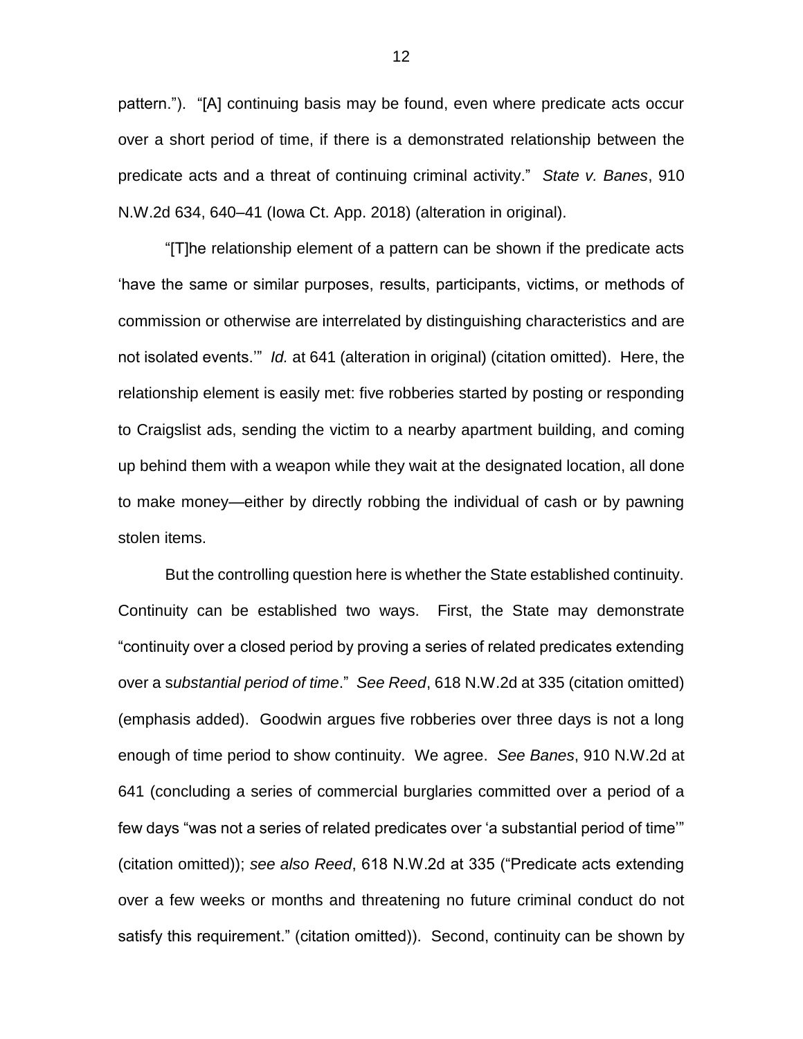pattern."). "[A] continuing basis may be found, even where predicate acts occur over a short period of time, if there is a demonstrated relationship between the predicate acts and a threat of continuing criminal activity." *State v. Banes*, 910 N.W.2d 634, 640–41 (Iowa Ct. App. 2018) (alteration in original).

"[T]he relationship element of a pattern can be shown if the predicate acts 'have the same or similar purposes, results, participants, victims, or methods of commission or otherwise are interrelated by distinguishing characteristics and are not isolated events.'" *Id.* at 641 (alteration in original) (citation omitted). Here, the relationship element is easily met: five robberies started by posting or responding to Craigslist ads, sending the victim to a nearby apartment building, and coming up behind them with a weapon while they wait at the designated location, all done to make money—either by directly robbing the individual of cash or by pawning stolen items.

But the controlling question here is whether the State established continuity. Continuity can be established two ways. First, the State may demonstrate "continuity over a closed period by proving a series of related predicates extending over a s*ubstantial period of time*." *See Reed*, 618 N.W.2d at 335 (citation omitted) (emphasis added). Goodwin argues five robberies over three days is not a long enough of time period to show continuity. We agree. *See Banes*, 910 N.W.2d at 641 (concluding a series of commercial burglaries committed over a period of a few days "was not a series of related predicates over 'a substantial period of time'" (citation omitted)); *see also Reed*, 618 N.W.2d at 335 ("Predicate acts extending over a few weeks or months and threatening no future criminal conduct do not satisfy this requirement." (citation omitted)). Second, continuity can be shown by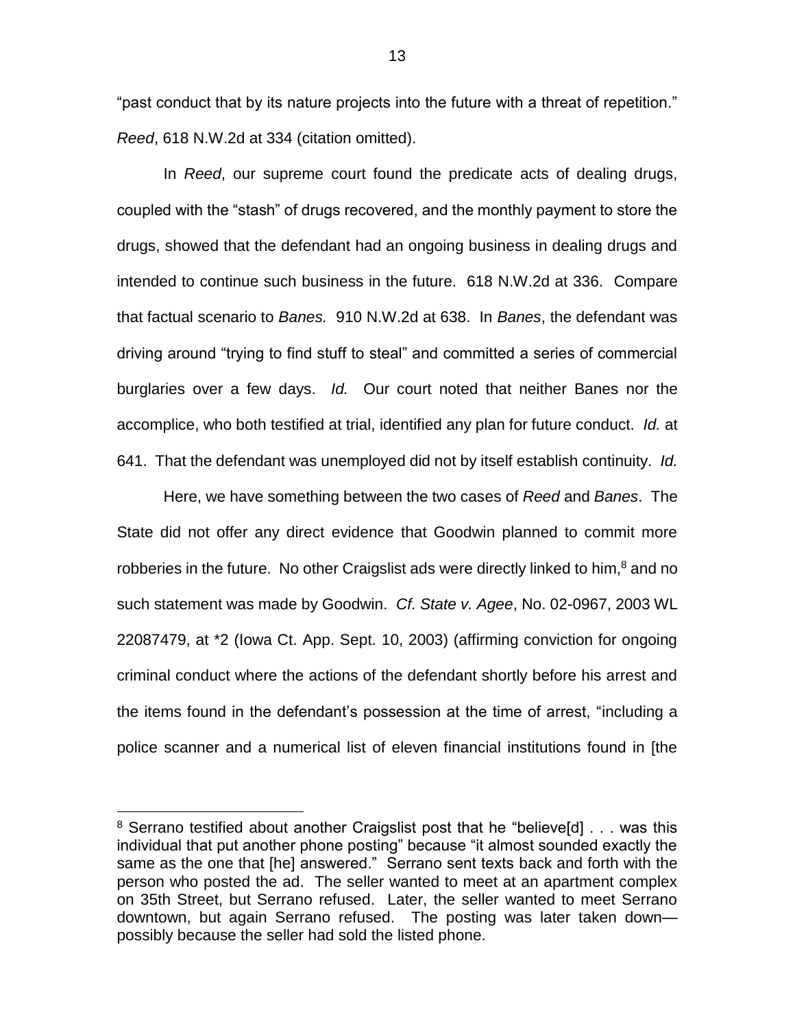"past conduct that by its nature projects into the future with a threat of repetition." *Reed*, 618 N.W.2d at 334 (citation omitted).

In *Reed*, our supreme court found the predicate acts of dealing drugs, coupled with the "stash" of drugs recovered, and the monthly payment to store the drugs, showed that the defendant had an ongoing business in dealing drugs and intended to continue such business in the future. 618 N.W.2d at 336. Compare that factual scenario to *Banes.* 910 N.W.2d at 638. In *Banes*, the defendant was driving around "trying to find stuff to steal" and committed a series of commercial burglaries over a few days. *Id.* Our court noted that neither Banes nor the accomplice, who both testified at trial, identified any plan for future conduct. *Id.* at 641. That the defendant was unemployed did not by itself establish continuity. *Id.*

Here, we have something between the two cases of *Reed* and *Banes*. The State did not offer any direct evidence that Goodwin planned to commit more robberies in the future. No other Craigslist ads were directly linked to him,[8] and no such statement was made by Goodwin. *Cf. State v. Agee*, No. 02-0967, 2003 WL 22087479, at *2 (Iowa Ct. App. Sept. 10, 2003) (affirming conviction for ongoing criminal conduct where the actions of the defendant shortly before his arrest and the items found in the defendant's possession at the time of arrest, "including a police scanner and a numerical list of eleven financial institutions found in [the

---

[8] Serrano testified about another Craigslist post that he "believe[d] . . . was this individual that put another phone posting" because "it almost sounded exactly the same as the one that [he] answered." Serrano sent texts back and forth with the person who posted the ad. The seller wanted to meet at an apartment complex on 35th Street, but Serrano refused. Later, the seller wanted to meet Serrano downtown, but again Serrano refused. The posting was later taken down—possibly because the seller had sold the listed phone.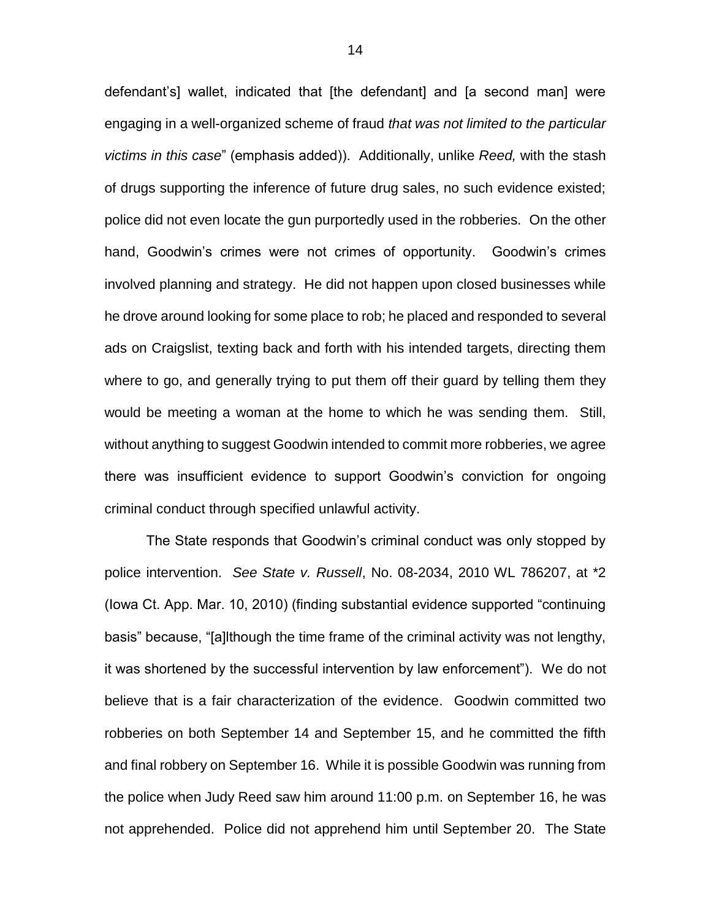defendant's] wallet, indicated that [the defendant] and [a second man] were engaging in a well-organized scheme of fraud *that was not limited to the particular victims in this case*" (emphasis added)). Additionally, unlike *Reed,* with the stash of drugs supporting the inference of future drug sales, no such evidence existed; police did not even locate the gun purportedly used in the robberies. On the other hand, Goodwin's crimes were not crimes of opportunity. Goodwin's crimes involved planning and strategy. He did not happen upon closed businesses while he drove around looking for some place to rob; he placed and responded to several ads on Craigslist, texting back and forth with his intended targets, directing them where to go, and generally trying to put them off their guard by telling them they would be meeting a woman at the home to which he was sending them. Still, without anything to suggest Goodwin intended to commit more robberies, we agree there was insufficient evidence to support Goodwin's conviction for ongoing criminal conduct through specified unlawful activity.

The State responds that Goodwin's criminal conduct was only stopped by police intervention. *See State v. Russell*, No. 08-2034, 2010 WL 786207, at *2 (Iowa Ct. App. Mar. 10, 2010) (finding substantial evidence supported "continuing basis" because, "[a]lthough the time frame of the criminal activity was not lengthy, it was shortened by the successful intervention by law enforcement"). We do not believe that is a fair characterization of the evidence. Goodwin committed two robberies on both September 14 and September 15, and he committed the fifth and final robbery on September 16. While it is possible Goodwin was running from the police when Judy Reed saw him around 11:00 p.m. on September 16, he was not apprehended. Police did not apprehend him until September 20. The State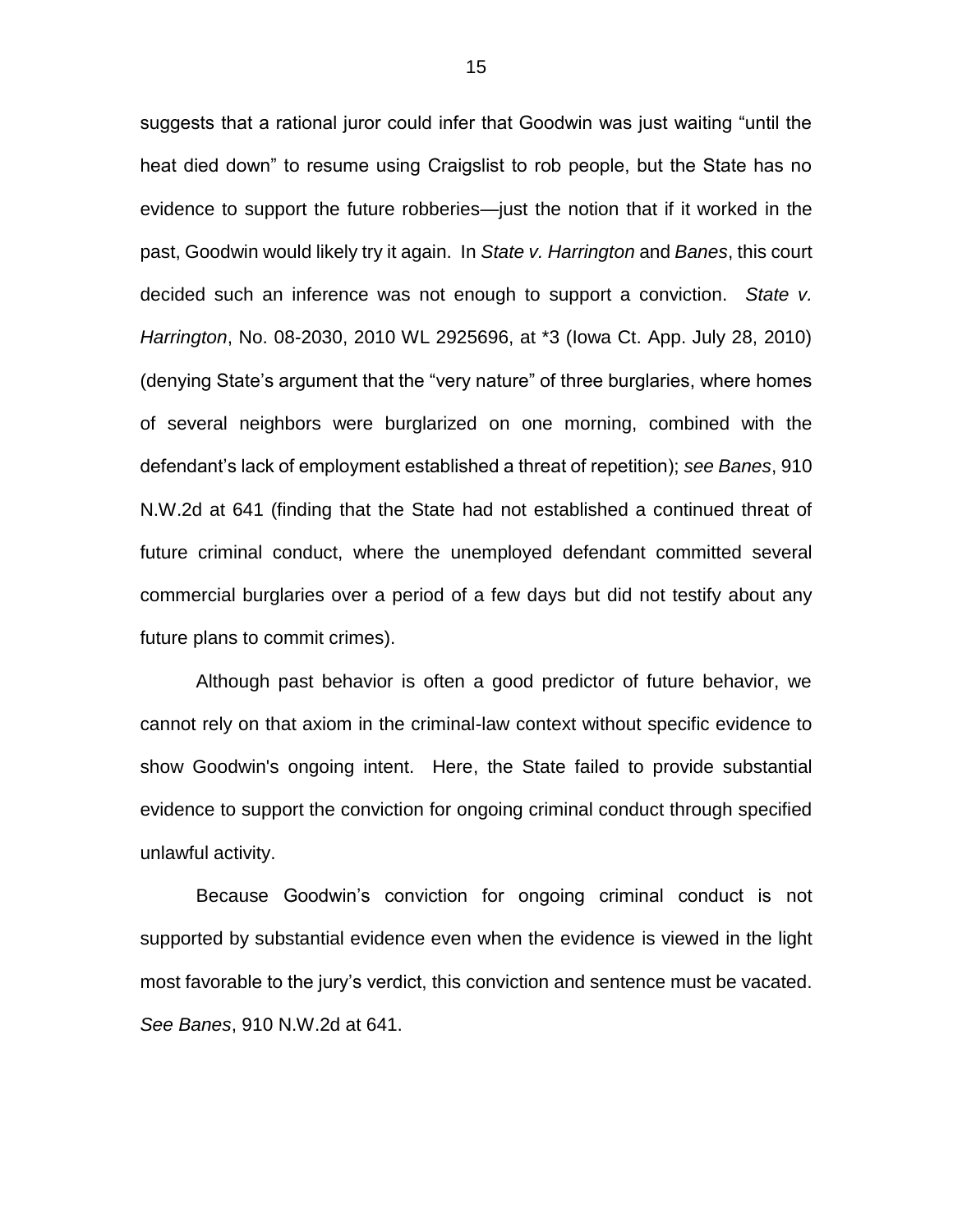suggests that a rational juror could infer that Goodwin was just waiting "until the heat died down" to resume using Craigslist to rob people, but the State has no evidence to support the future robberies—just the notion that if it worked in the past, Goodwin would likely try it again. In *State v. Harrington* and *Banes*, this court decided such an inference was not enough to support a conviction. *State v. Harrington*, No. 08-2030, 2010 WL 2925696, at *3 (Iowa Ct. App. July 28, 2010) (denying State's argument that the "very nature" of three burglaries, where homes of several neighbors were burglarized on one morning, combined with the defendant's lack of employment established a threat of repetition); *see Banes*, 910 N.W.2d at 641 (finding that the State had not established a continued threat of future criminal conduct, where the unemployed defendant committed several commercial burglaries over a period of a few days but did not testify about any future plans to commit crimes).

Although past behavior is often a good predictor of future behavior, we cannot rely on that axiom in the criminal-law context without specific evidence to show Goodwin's ongoing intent. Here, the State failed to provide substantial evidence to support the conviction for ongoing criminal conduct through specified unlawful activity.

Because Goodwin's conviction for ongoing criminal conduct is not supported by substantial evidence even when the evidence is viewed in the light most favorable to the jury's verdict, this conviction and sentence must be vacated. *See Banes*, 910 N.W.2d at 641.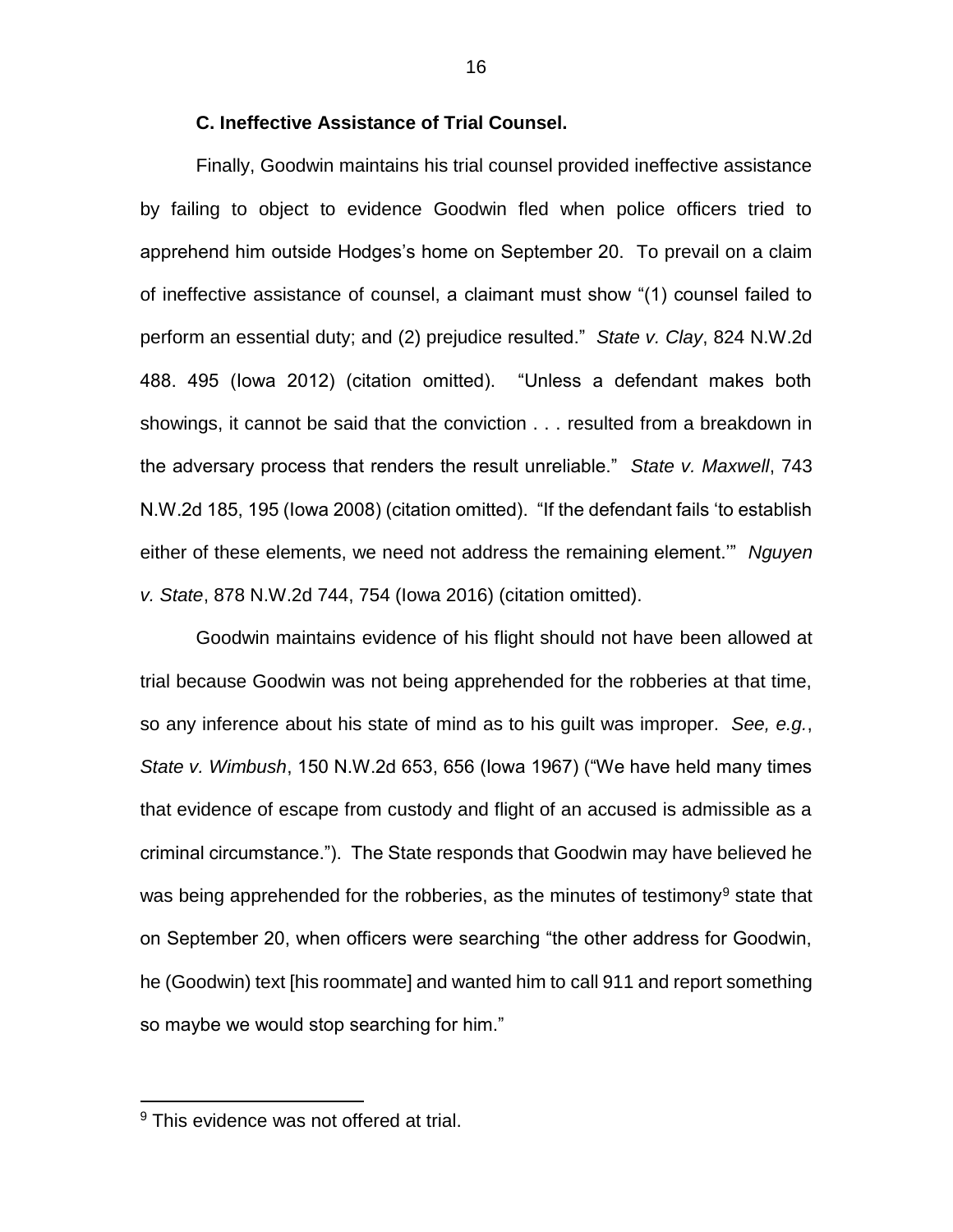### C. Ineffective Assistance of Trial Counsel.

Finally, Goodwin maintains his trial counsel provided ineffective assistance by failing to object to evidence Goodwin fled when police officers tried to apprehend him outside Hodges's home on September 20. To prevail on a claim of ineffective assistance of counsel, a claimant must show "(1) counsel failed to perform an essential duty; and (2) prejudice resulted." *State v. Clay*, 824 N.W.2d 488. 495 (Iowa 2012) (citation omitted). "Unless a defendant makes both showings, it cannot be said that the conviction . . . resulted from a breakdown in the adversary process that renders the result unreliable." *State v. Maxwell*, 743 N.W.2d 185, 195 (Iowa 2008) (citation omitted). "If the defendant fails 'to establish either of these elements, we need not address the remaining element.'" *Nguyen v. State*, 878 N.W.2d 744, 754 (Iowa 2016) (citation omitted).

Goodwin maintains evidence of his flight should not have been allowed at trial because Goodwin was not being apprehended for the robberies at that time, so any inference about his state of mind as to his guilt was improper. *See, e.g.*, *State v. Wimbush*, 150 N.W.2d 653, 656 (Iowa 1967) ("We have held many times that evidence of escape from custody and flight of an accused is admissible as a criminal circumstance."). The State responds that Goodwin may have believed he was being apprehended for the robberies, as the minutes of testimony[9] state that on September 20, when officers were searching "the other address for Goodwin, he (Goodwin) text [his roommate] and wanted him to call 911 and report something so maybe we would stop searching for him."

[9] This evidence was not offered at trial.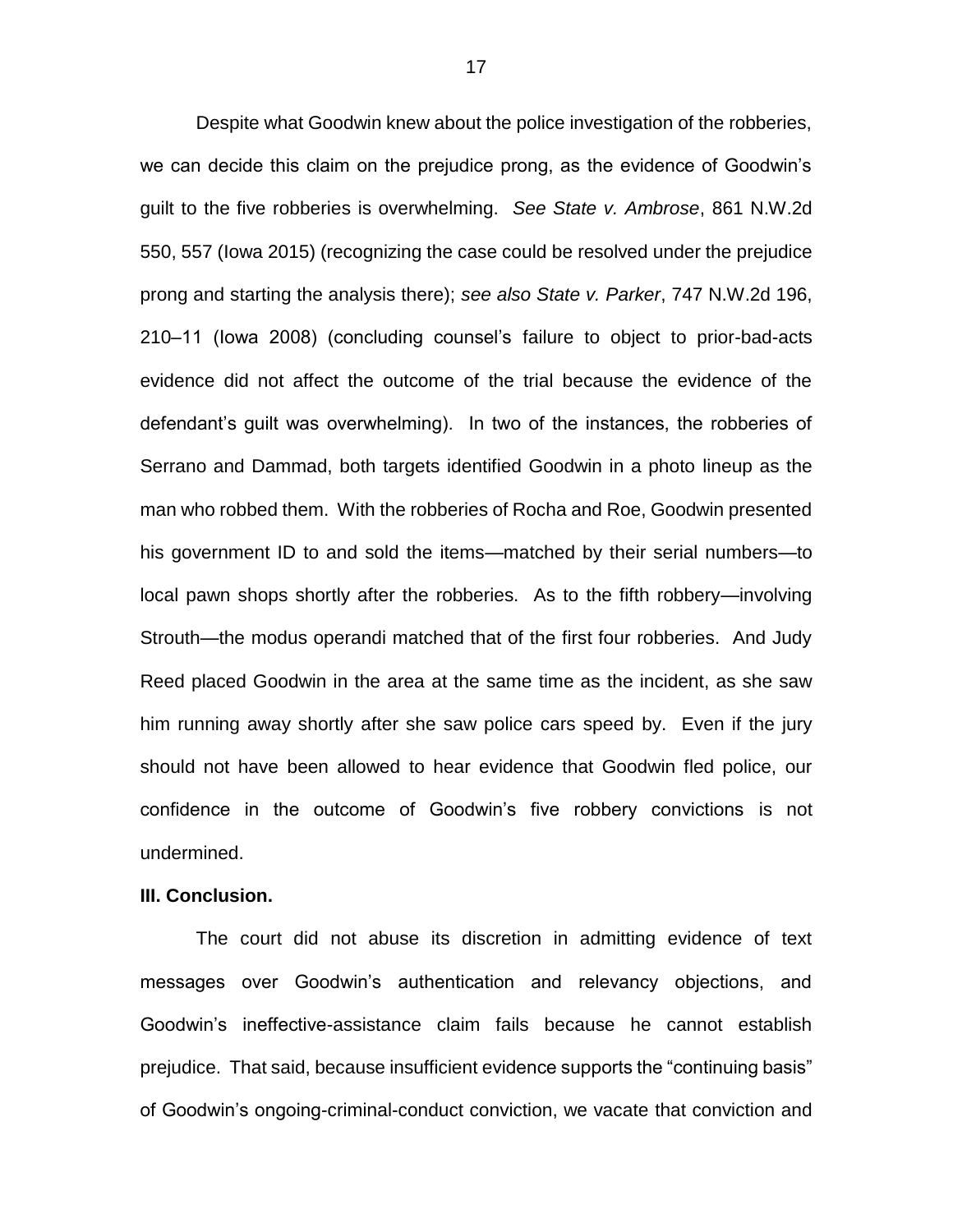Despite what Goodwin knew about the police investigation of the robberies, we can decide this claim on the prejudice prong, as the evidence of Goodwin's guilt to the five robberies is overwhelming. *See State v. Ambrose*, 861 N.W.2d 550, 557 (Iowa 2015) (recognizing the case could be resolved under the prejudice prong and starting the analysis there); *see also State v. Parker*, 747 N.W.2d 196, 210–11 (Iowa 2008) (concluding counsel's failure to object to prior-bad-acts evidence did not affect the outcome of the trial because the evidence of the defendant's guilt was overwhelming). In two of the instances, the robberies of Serrano and Dammad, both targets identified Goodwin in a photo lineup as the man who robbed them. With the robberies of Rocha and Roe, Goodwin presented his government ID to and sold the items—matched by their serial numbers—to local pawn shops shortly after the robberies. As to the fifth robbery—involving Strouth—the modus operandi matched that of the first four robberies. And Judy Reed placed Goodwin in the area at the same time as the incident, as she saw him running away shortly after she saw police cars speed by. Even if the jury should not have been allowed to hear evidence that Goodwin fled police, our confidence in the outcome of Goodwin's five robbery convictions is not undermined.

**III. Conclusion.**

The court did not abuse its discretion in admitting evidence of text messages over Goodwin's authentication and relevancy objections, and Goodwin's ineffective-assistance claim fails because he cannot establish prejudice. That said, because insufficient evidence supports the "continuing basis" of Goodwin's ongoing-criminal-conduct conviction, we vacate that conviction and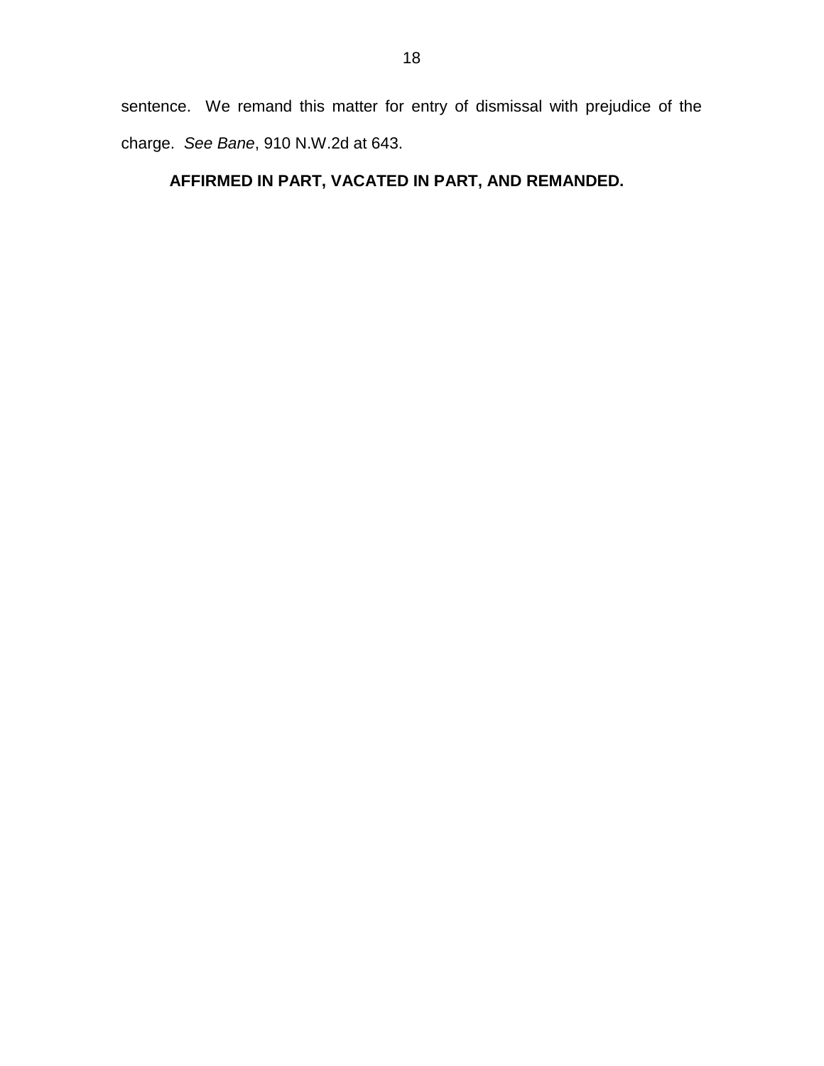sentence. We remand this matter for entry of dismissal with prejudice of the charge. *See Bane*, 910 N.W.2d at 643.

**AFFIRMED IN PART, VACATED IN PART, AND REMANDED.**